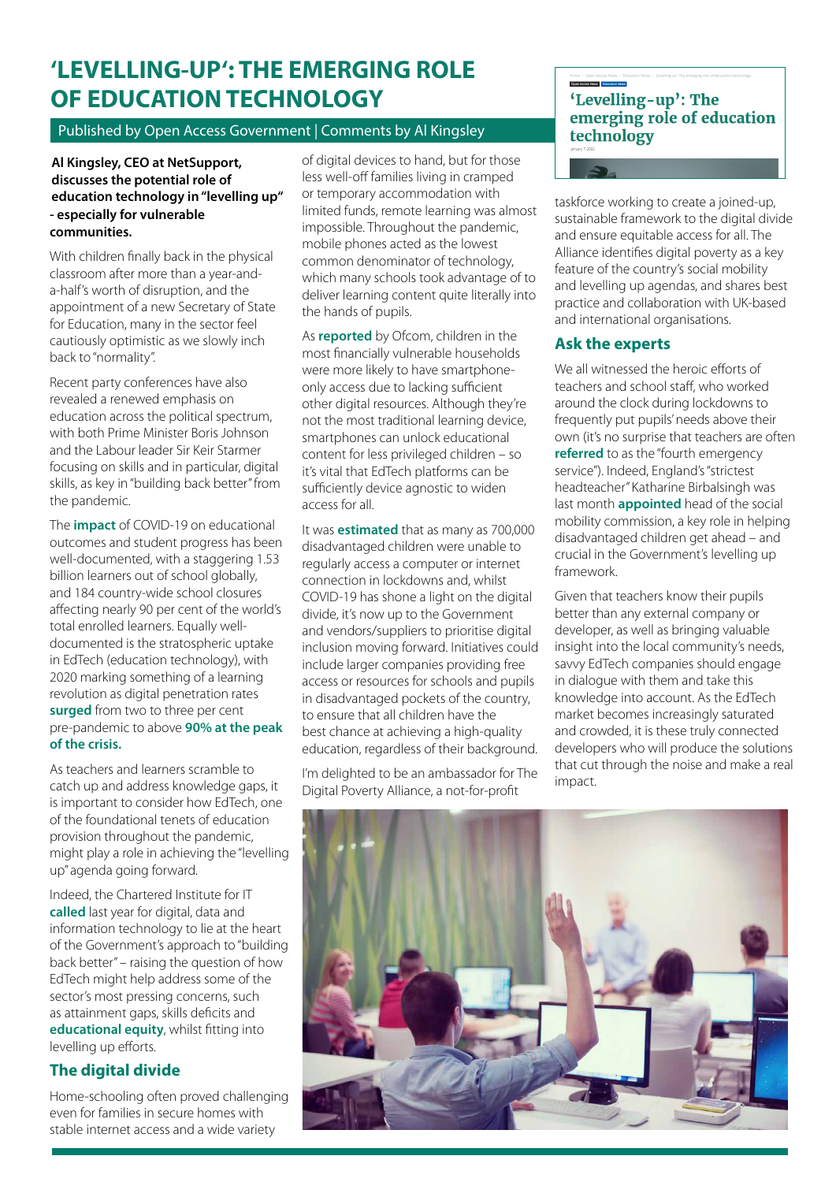# 'LEVELLING-UP': THE EMERGING ROLE OF EDUCATION TECHNOLOGY

Published by Open Access Government | Comments by Al Kingsley

**Al Kingsley, CEO at NetSupport, discusses the potential role of education technology in "levelling up" - especially for vulnerable communities.**

With children finally back in the physical classroom after more than a year-and-a-half's worth of disruption, and the appointment of a new Secretary of State for Education, many in the sector feel cautiously optimistic as we slowly inch back to "normality".

Recent party conferences have also revealed a renewed emphasis on education across the political spectrum, with both Prime Minister Boris Johnson and the Labour leader Sir Keir Starmer focusing on skills and in particular, digital skills, as key in "building back better" from the pandemic.

The **impact** of COVID-19 on educational outcomes and student progress has been well-documented, with a staggering 1.53 billion learners out of school globally, and 184 country-wide school closures affecting nearly 90 per cent of the world's total enrolled learners. Equally well-documented is the stratospheric uptake in EdTech (education technology), with 2020 marking something of a learning revolution as digital penetration rates **surged** from two to three per cent pre-pandemic to above **90% at the peak of the crisis.**

As teachers and learners scramble to catch up and address knowledge gaps, it is important to consider how EdTech, one of the foundational tenets of education provision throughout the pandemic, might play a role in achieving the "levelling up" agenda going forward.

Indeed, the Chartered Institute for IT **called** last year for digital, data and information technology to lie at the heart of the Government's approach to "building back better" – raising the question of how EdTech might help address some of the sector's most pressing concerns, such as attainment gaps, skills deficits and **educational equity**, whilst fitting into levelling up efforts.

## The digital divide

Home-schooling often proved challenging even for families in secure homes with stable internet access and a wide variety of digital devices to hand, but for those less well-off families living in cramped or temporary accommodation with limited funds, remote learning was almost impossible. Throughout the pandemic, mobile phones acted as the lowest common denominator of technology, which many schools took advantage of to deliver learning content quite literally into the hands of pupils.

As **reported** by Ofcom, children in the most financially vulnerable households were more likely to have smartphone-only access due to lacking sufficient other digital resources. Although they're not the most traditional learning device, smartphones can unlock educational content for less privileged children – so it's vital that EdTech platforms can be sufficiently device agnostic to widen access for all.

It was **estimated** that as many as 700,000 disadvantaged children were unable to regularly access a computer or internet connection in lockdowns and, whilst COVID-19 has shone a light on the digital divide, it's now up to the Government and vendors/suppliers to prioritise digital inclusion moving forward. Initiatives could include larger companies providing free access or resources for schools and pupils in disadvantaged pockets of the country, to ensure that all children have the best chance at achieving a high-quality education, regardless of their background.

I'm delighted to be an ambassador for The Digital Poverty Alliance, a not-for-profit taskforce working to create a joined-up, sustainable framework to the digital divide and ensure equitable access for all. The Alliance identifies digital poverty as a key feature of the country's social mobility and levelling up agendas, and shares best practice and collaboration with UK-based and international organisations.

## Ask the experts

We all witnessed the heroic efforts of teachers and school staff, who worked around the clock during lockdowns to frequently put pupils' needs above their own (it's no surprise that teachers are often **referred** to as the "fourth emergency service"). Indeed, England's "strictest headteacher" Katharine Birbalsingh was last month **appointed** head of the social mobility commission, a key role in helping disadvantaged children get ahead – and crucial in the Government's levelling up framework.

Given that teachers know their pupils better than any external company or developer, as well as bringing valuable insight into the local community's needs, savvy EdTech companies should engage in dialogue with them and take this knowledge into account. As the EdTech market becomes increasingly saturated and crowded, it is these truly connected developers who will produce the solutions that cut through the noise and make a real impact.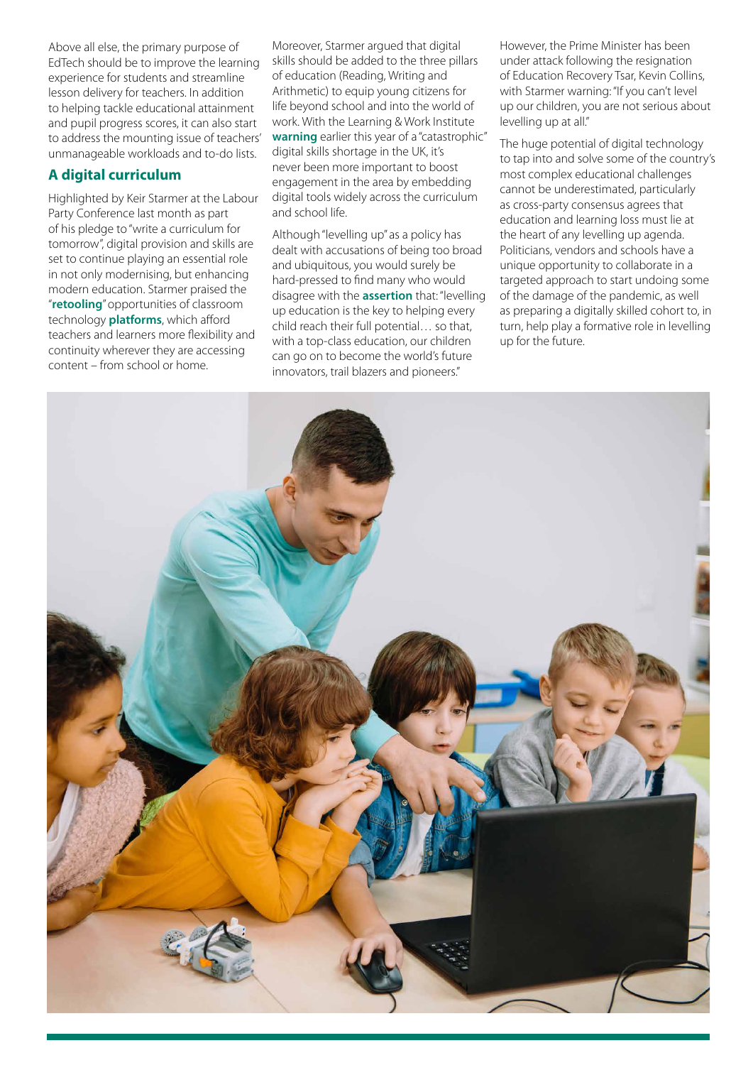Above all else, the primary purpose of EdTech should be to improve the learning experience for students and streamline lesson delivery for teachers. In addition to helping tackle educational attainment and pupil progress scores, it can also start to address the mounting issue of teachers' unmanageable workloads and to-do lists.

## A digital curriculum

Highlighted by Keir Starmer at the Labour Party Conference last month as part of his pledge to "write a curriculum for tomorrow", digital provision and skills are set to continue playing an essential role in not only modernising, but enhancing modern education. Starmer praised the "**retooling**" opportunities of classroom technology **platforms**, which afford teachers and learners more flexibility and continuity wherever they are accessing content – from school or home.

Moreover, Starmer argued that digital skills should be added to the three pillars of education (Reading, Writing and Arithmetic) to equip young citizens for life beyond school and into the world of work. With the Learning & Work Institute **warning** earlier this year of a "catastrophic" digital skills shortage in the UK, it's never been more important to boost engagement in the area by embedding digital tools widely across the curriculum and school life.

Although "levelling up" as a policy has dealt with accusations of being too broad and ubiquitous, you would surely be hard-pressed to find many who would disagree with the **assertion** that: "levelling up education is the key to helping every child reach their full potential… so that, with a top-class education, our children can go on to become the world's future innovators, trail blazers and pioneers."

However, the Prime Minister has been under attack following the resignation of Education Recovery Tsar, Kevin Collins, with Starmer warning: "If you can't level up our children, you are not serious about levelling up at all."

The huge potential of digital technology to tap into and solve some of the country's most complex educational challenges cannot be underestimated, particularly as cross-party consensus agrees that education and learning loss must lie at the heart of any levelling up agenda. Politicians, vendors and schools have a unique opportunity to collaborate in a targeted approach to start undoing some of the damage of the pandemic, as well as preparing a digitally skilled cohort to, in turn, help play a formative role in levelling up for the future.